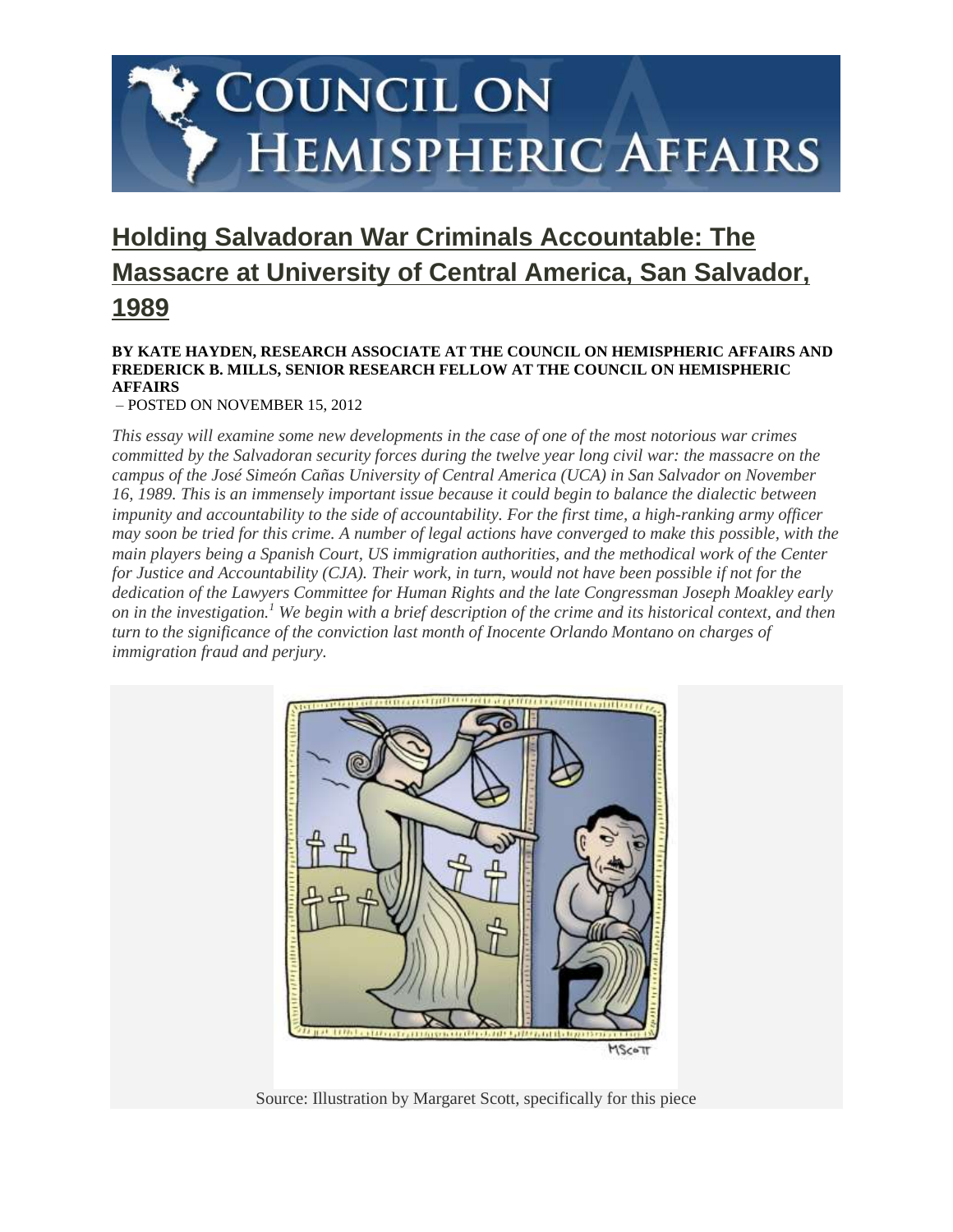# Holding Salvadoran War Criminals Accountable: The Massacre at University of Central America, San Salvador, 1989

**BY KATE HAYDEN, RESEARCH ASSOCIATE AT THE COUNCIL ON HEMISPHERIC AFFAIRS AND FREDERICK B. MILLS, SENIOR RESEARCH FELLOW AT THE COUNCIL ON HEMISPHERIC AFFAIRS**

– POSTED ON NOVEMBER 15, 2012

*This essay will examine some new developments in the case of one of the most notorious war crimes committed by the Salvadoran security forces during the twelve year long civil war: the massacre on the campus of the José Simeón Cañas University of Central America (UCA) in San Salvador on November 16, 1989. This is an immensely important issue because it could begin to balance the dialectic between impunity and accountability to the side of accountability. For the first time, a high-ranking army officer may soon be tried for this crime. A number of legal actions have converged to make this possible, with the main players being a Spanish Court, US immigration authorities, and the methodical work of the Center for Justice and Accountability (CJA). Their work, in turn, would not have been possible if not for the dedication of the Lawyers Committee for Human Rights and the late Congressman Joseph Moakley early on in the investigation.[1] We begin with a brief description of the crime and its historical context, and then turn to the significance of the conviction last month of Inocente Orlando Montano on charges of immigration fraud and perjury.*

Source: Illustration by Margaret Scott, specifically for this piece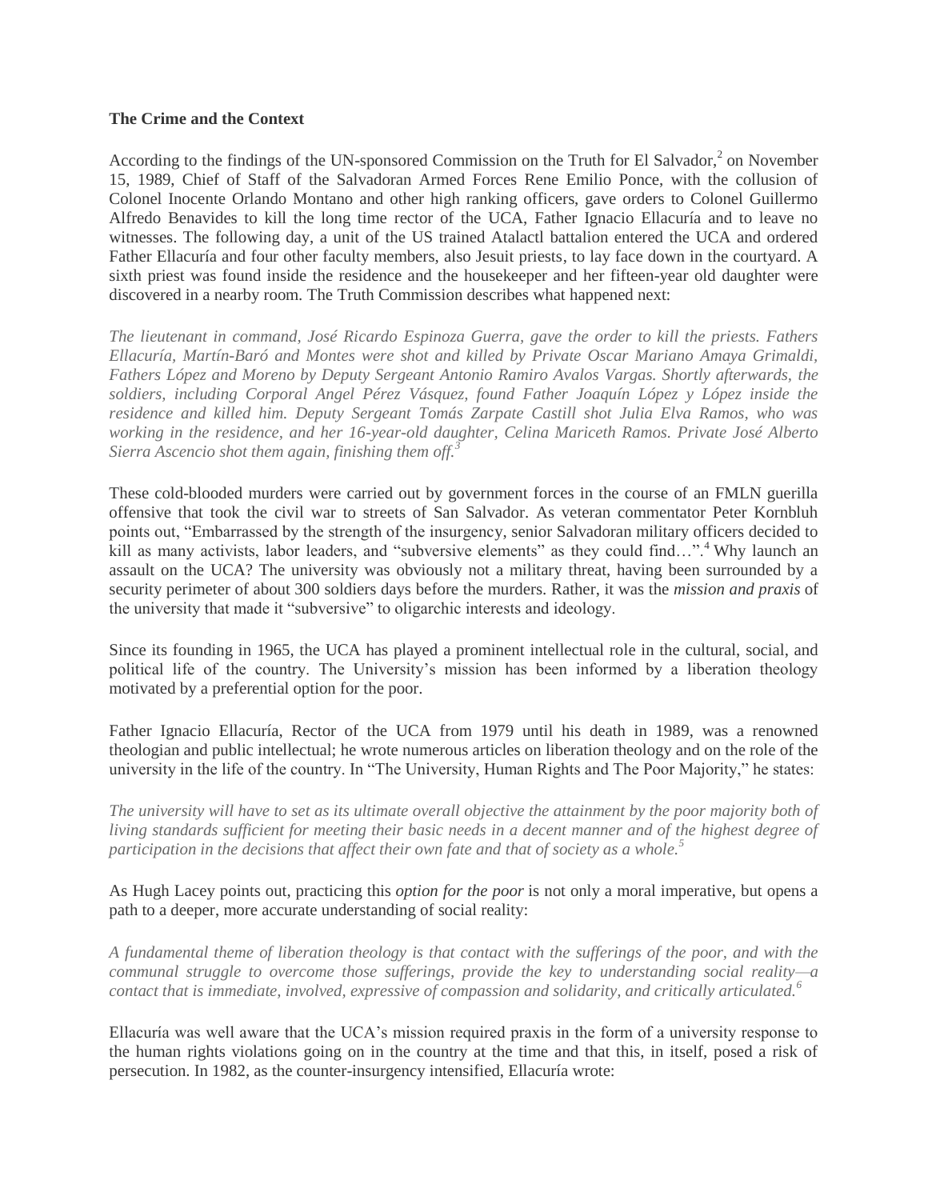### The Crime and the Context

According to the findings of the UN-sponsored Commission on the Truth for El Salvador,[2] on November 15, 1989, Chief of Staff of the Salvadoran Armed Forces Rene Emilio Ponce, with the collusion of Colonel Inocente Orlando Montano and other high ranking officers, gave orders to Colonel Guillermo Alfredo Benavides to kill the long time rector of the UCA, Father Ignacio Ellacuría and to leave no witnesses. The following day, a unit of the US trained Atalactl battalion entered the UCA and ordered Father Ellacuría and four other faculty members, also Jesuit priests, to lay face down in the courtyard. A sixth priest was found inside the residence and the housekeeper and her fifteen-year old daughter were discovered in a nearby room. The Truth Commission describes what happened next:

*The lieutenant in command, José Ricardo Espinoza Guerra, gave the order to kill the priests. Fathers Ellacuría, Martín-Baró and Montes were shot and killed by Private Oscar Mariano Amaya Grimaldi, Fathers López and Moreno by Deputy Sergeant Antonio Ramiro Avalos Vargas. Shortly afterwards, the soldiers, including Corporal Angel Pérez Vásquez, found Father Joaquín López y López inside the residence and killed him. Deputy Sergeant Tomás Zarpate Castill shot Julia Elva Ramos, who was working in the residence, and her 16-year-old daughter, Celina Mariceth Ramos. Private José Alberto Sierra Ascencio shot them again, finishing them off.*[3]

These cold-blooded murders were carried out by government forces in the course of an FMLN guerilla offensive that took the civil war to streets of San Salvador. As veteran commentator Peter Kornbluh points out, "Embarrassed by the strength of the insurgency, senior Salvadoran military officers decided to kill as many activists, labor leaders, and "subversive elements" as they could find…".[4] Why launch an assault on the UCA? The university was obviously not a military threat, having been surrounded by a security perimeter of about 300 soldiers days before the murders. Rather, it was the *mission and praxis* of the university that made it "subversive" to oligarchic interests and ideology.

Since its founding in 1965, the UCA has played a prominent intellectual role in the cultural, social, and political life of the country. The University's mission has been informed by a liberation theology motivated by a preferential option for the poor.

Father Ignacio Ellacuría, Rector of the UCA from 1979 until his death in 1989, was a renowned theologian and public intellectual; he wrote numerous articles on liberation theology and on the role of the university in the life of the country. In "The University, Human Rights and The Poor Majority," he states:

*The university will have to set as its ultimate overall objective the attainment by the poor majority both of living standards sufficient for meeting their basic needs in a decent manner and of the highest degree of participation in the decisions that affect their own fate and that of society as a whole.*[5]

As Hugh Lacey points out, practicing this *option for the poor* is not only a moral imperative, but opens a path to a deeper, more accurate understanding of social reality:

*A fundamental theme of liberation theology is that contact with the sufferings of the poor, and with the communal struggle to overcome those sufferings, provide the key to understanding social reality—a contact that is immediate, involved, expressive of compassion and solidarity, and critically articulated.*[6]

Ellacuría was well aware that the UCA's mission required praxis in the form of a university response to the human rights violations going on in the country at the time and that this, in itself, posed a risk of persecution. In 1982, as the counter-insurgency intensified, Ellacuría wrote: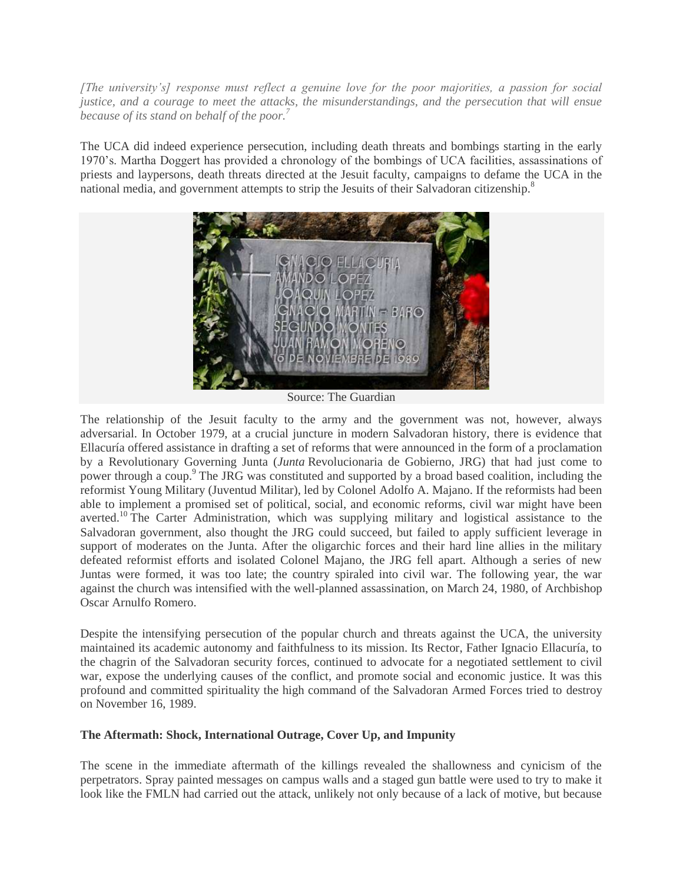*[The university's] response must reflect a genuine love for the poor majorities, a passion for social justice, and a courage to meet the attacks, the misunderstandings, and the persecution that will ensue because of its stand on behalf of the poor.*[7]

The UCA did indeed experience persecution, including death threats and bombings starting in the early 1970's. Martha Doggert has provided a chronology of the bombings of UCA facilities, assassinations of priests and laypersons, death threats directed at the Jesuit faculty, campaigns to defame the UCA in the national media, and government attempts to strip the Jesuits of their Salvadoran citizenship.[8]

Source: The Guardian

The relationship of the Jesuit faculty to the army and the government was not, however, always adversarial. In October 1979, at a crucial juncture in modern Salvadoran history, there is evidence that Ellacuría offered assistance in drafting a set of reforms that were announced in the form of a proclamation by a Revolutionary Governing Junta (*Junta* Revolucionaria de Gobierno, JRG) that had just come to power through a coup.[9] The JRG was constituted and supported by a broad based coalition, including the reformist Young Military (Juventud Militar), led by Colonel Adolfo A. Majano. If the reformists had been able to implement a promised set of political, social, and economic reforms, civil war might have been averted.[10] The Carter Administration, which was supplying military and logistical assistance to the Salvadoran government, also thought the JRG could succeed, but failed to apply sufficient leverage in support of moderates on the Junta. After the oligarchic forces and their hard line allies in the military defeated reformist efforts and isolated Colonel Majano, the JRG fell apart. Although a series of new Juntas were formed, it was too late; the country spiraled into civil war. The following year, the war against the church was intensified with the well-planned assassination, on March 24, 1980, of Archbishop Oscar Arnulfo Romero.

Despite the intensifying persecution of the popular church and threats against the UCA, the university maintained its academic autonomy and faithfulness to its mission. Its Rector, Father Ignacio Ellacuría, to the chagrin of the Salvadoran security forces, continued to advocate for a negotiated settlement to civil war, expose the underlying causes of the conflict, and promote social and economic justice. It was this profound and committed spirituality the high command of the Salvadoran Armed Forces tried to destroy on November 16, 1989.

**The Aftermath: Shock, International Outrage, Cover Up, and Impunity**

The scene in the immediate aftermath of the killings revealed the shallowness and cynicism of the perpetrators. Spray painted messages on campus walls and a staged gun battle were used to try to make it look like the FMLN had carried out the attack, unlikely not only because of a lack of motive, but because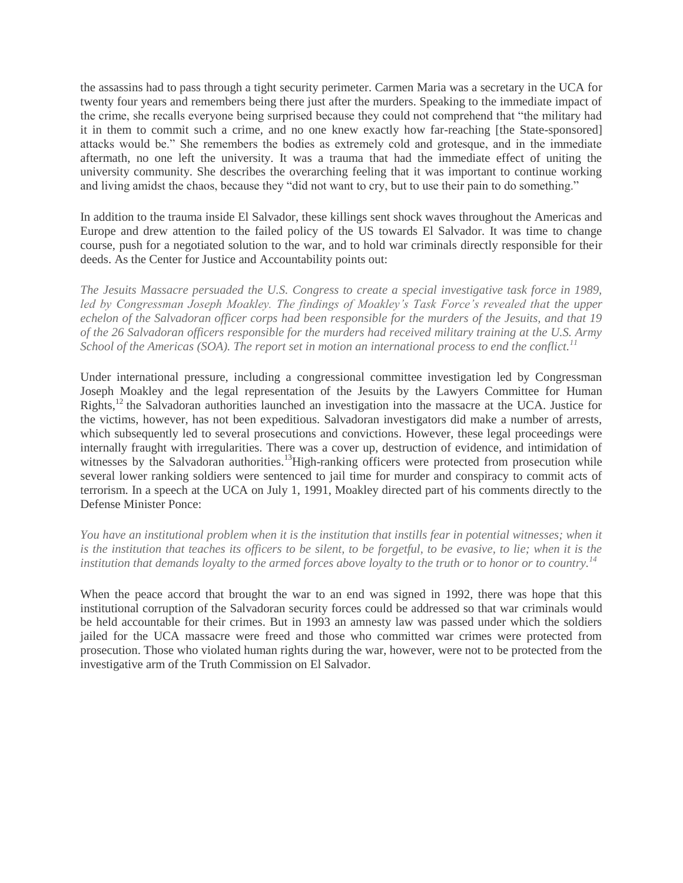the assassins had to pass through a tight security perimeter. Carmen Maria was a secretary in the UCA for twenty four years and remembers being there just after the murders. Speaking to the immediate impact of the crime, she recalls everyone being surprised because they could not comprehend that "the military had it in them to commit such a crime, and no one knew exactly how far-reaching [the State-sponsored] attacks would be." She remembers the bodies as extremely cold and grotesque, and in the immediate aftermath, no one left the university. It was a trauma that had the immediate effect of uniting the university community. She describes the overarching feeling that it was important to continue working and living amidst the chaos, because they "did not want to cry, but to use their pain to do something."

In addition to the trauma inside El Salvador, these killings sent shock waves throughout the Americas and Europe and drew attention to the failed policy of the US towards El Salvador. It was time to change course, push for a negotiated solution to the war, and to hold war criminals directly responsible for their deeds. As the Center for Justice and Accountability points out:

*The Jesuits Massacre persuaded the U.S. Congress to create a special investigative task force in 1989, led by Congressman Joseph Moakley. The findings of Moakley's Task Force's revealed that the upper echelon of the Salvadoran officer corps had been responsible for the murders of the Jesuits, and that 19 of the 26 Salvadoran officers responsible for the murders had received military training at the U.S. Army School of the Americas (SOA). The report set in motion an international process to end the conflict.*[11]

Under international pressure, including a congressional committee investigation led by Congressman Joseph Moakley and the legal representation of the Jesuits by the Lawyers Committee for Human Rights,[12] the Salvadoran authorities launched an investigation into the massacre at the UCA. Justice for the victims, however, has not been expeditious. Salvadoran investigators did make a number of arrests, which subsequently led to several prosecutions and convictions. However, these legal proceedings were internally fraught with irregularities. There was a cover up, destruction of evidence, and intimidation of witnesses by the Salvadoran authorities.[13] High-ranking officers were protected from prosecution while several lower ranking soldiers were sentenced to jail time for murder and conspiracy to commit acts of terrorism. In a speech at the UCA on July 1, 1991, Moakley directed part of his comments directly to the Defense Minister Ponce:

*You have an institutional problem when it is the institution that instills fear in potential witnesses; when it is the institution that teaches its officers to be silent, to be forgetful, to be evasive, to lie; when it is the institution that demands loyalty to the armed forces above loyalty to the truth or to honor or to country.*[14]

When the peace accord that brought the war to an end was signed in 1992, there was hope that this institutional corruption of the Salvadoran security forces could be addressed so that war criminals would be held accountable for their crimes. But in 1993 an amnesty law was passed under which the soldiers jailed for the UCA massacre were freed and those who committed war crimes were protected from prosecution. Those who violated human rights during the war, however, were not to be protected from the investigative arm of the Truth Commission on El Salvador.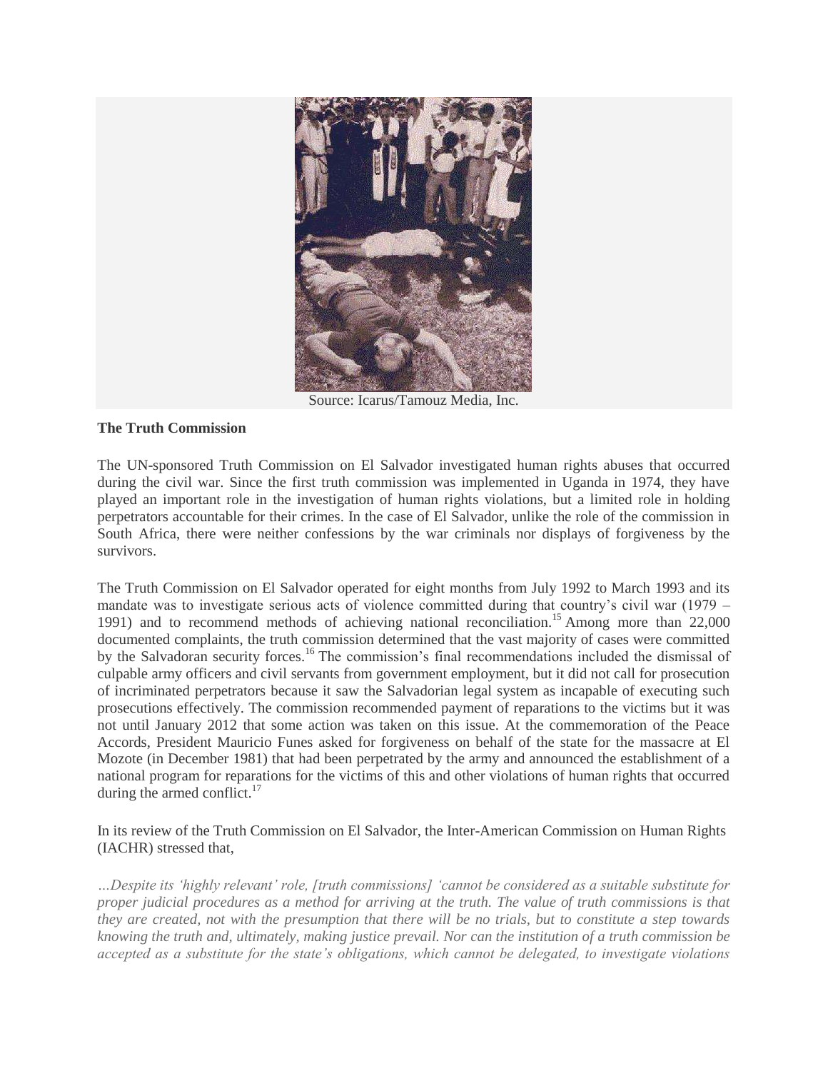Source: Icarus/Tamouz Media, Inc.

**The Truth Commission**

The UN-sponsored Truth Commission on El Salvador investigated human rights abuses that occurred during the civil war. Since the first truth commission was implemented in Uganda in 1974, they have played an important role in the investigation of human rights violations, but a limited role in holding perpetrators accountable for their crimes. In the case of El Salvador, unlike the role of the commission in South Africa, there were neither confessions by the war criminals nor displays of forgiveness by the survivors.

The Truth Commission on El Salvador operated for eight months from July 1992 to March 1993 and its mandate was to investigate serious acts of violence committed during that country's civil war (1979 – 1991) and to recommend methods of achieving national reconciliation.[15] Among more than 22,000 documented complaints, the truth commission determined that the vast majority of cases were committed by the Salvadoran security forces.[16] The commission's final recommendations included the dismissal of culpable army officers and civil servants from government employment, but it did not call for prosecution of incriminated perpetrators because it saw the Salvadorian legal system as incapable of executing such prosecutions effectively. The commission recommended payment of reparations to the victims but it was not until January 2012 that some action was taken on this issue. At the commemoration of the Peace Accords, President Mauricio Funes asked for forgiveness on behalf of the state for the massacre at El Mozote (in December 1981) that had been perpetrated by the army and announced the establishment of a national program for reparations for the victims of this and other violations of human rights that occurred during the armed conflict.[17]

In its review of the Truth Commission on El Salvador, the Inter-American Commission on Human Rights (IACHR) stressed that,

*…Despite its 'highly relevant' role, [truth commissions] 'cannot be considered as a suitable substitute for proper judicial procedures as a method for arriving at the truth. The value of truth commissions is that they are created, not with the presumption that there will be no trials, but to constitute a step towards knowing the truth and, ultimately, making justice prevail. Nor can the institution of a truth commission be accepted as a substitute for the state's obligations, which cannot be delegated, to investigate violations*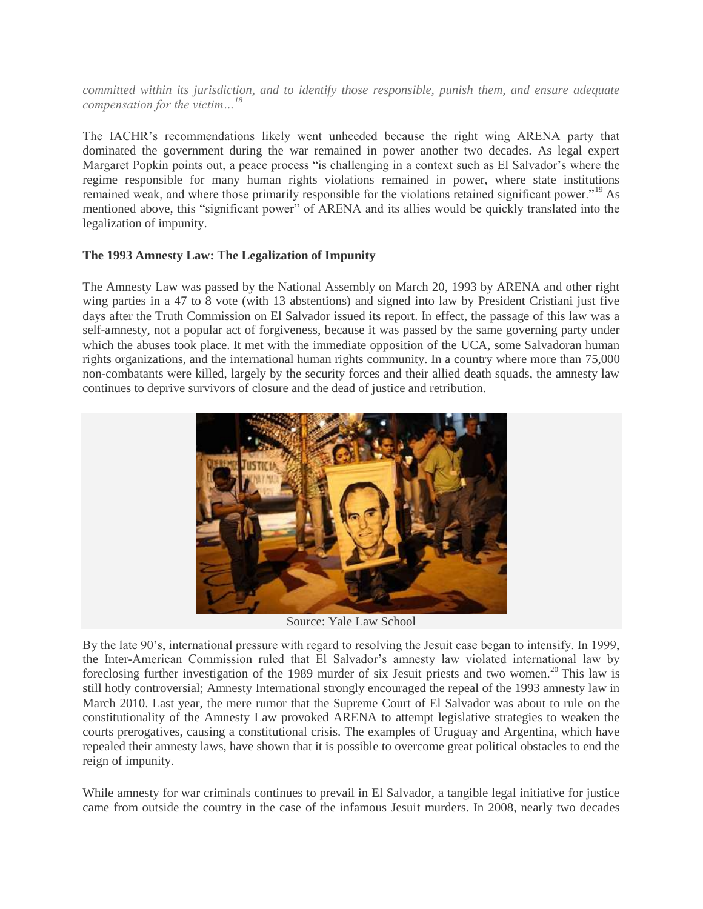*committed within its jurisdiction, and to identify those responsible, punish them, and ensure adequate compensation for the victim…*[18]

The IACHR's recommendations likely went unheeded because the right wing ARENA party that dominated the government during the war remained in power another two decades. As legal expert Margaret Popkin points out, a peace process "is challenging in a context such as El Salvador's where the regime responsible for many human rights violations remained in power, where state institutions remained weak, and where those primarily responsible for the violations retained significant power."[19] As mentioned above, this "significant power" of ARENA and its allies would be quickly translated into the legalization of impunity.

**The 1993 Amnesty Law: The Legalization of Impunity**

The Amnesty Law was passed by the National Assembly on March 20, 1993 by ARENA and other right wing parties in a 47 to 8 vote (with 13 abstentions) and signed into law by President Cristiani just five days after the Truth Commission on El Salvador issued its report. In effect, the passage of this law was a self-amnesty, not a popular act of forgiveness, because it was passed by the same governing party under which the abuses took place. It met with the immediate opposition of the UCA, some Salvadoran human rights organizations, and the international human rights community. In a country where more than 75,000 non-combatants were killed, largely by the security forces and their allied death squads, the amnesty law continues to deprive survivors of closure and the dead of justice and retribution.

Source: Yale Law School

By the late 90's, international pressure with regard to resolving the Jesuit case began to intensify. In 1999, the Inter-American Commission ruled that El Salvador's amnesty law violated international law by foreclosing further investigation of the 1989 murder of six Jesuit priests and two women.[20] This law is still hotly controversial; Amnesty International strongly encouraged the repeal of the 1993 amnesty law in March 2010. Last year, the mere rumor that the Supreme Court of El Salvador was about to rule on the constitutionality of the Amnesty Law provoked ARENA to attempt legislative strategies to weaken the courts prerogatives, causing a constitutional crisis. The examples of Uruguay and Argentina, which have repealed their amnesty laws, have shown that it is possible to overcome great political obstacles to end the reign of impunity.

While amnesty for war criminals continues to prevail in El Salvador, a tangible legal initiative for justice came from outside the country in the case of the infamous Jesuit murders. In 2008, nearly two decades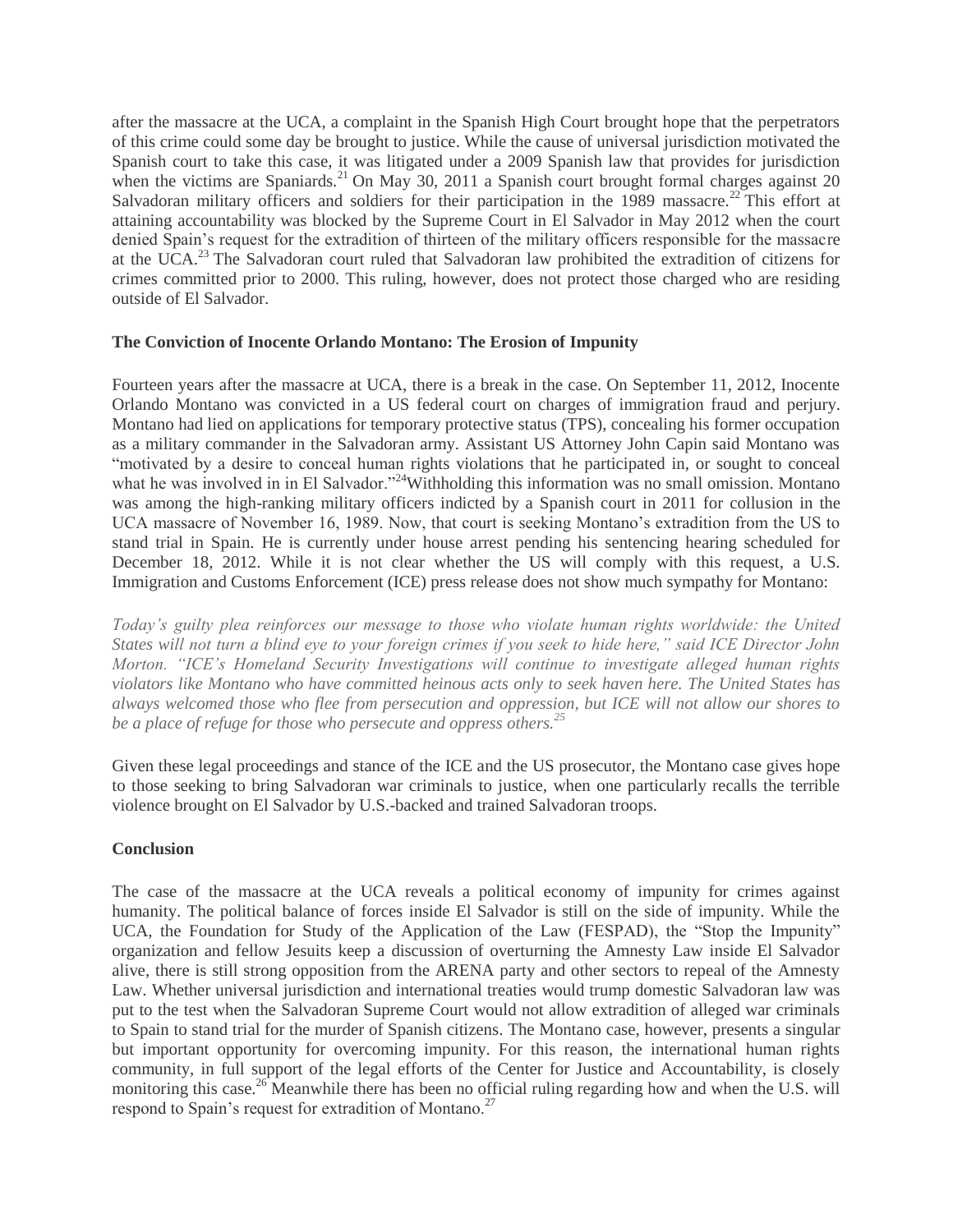after the massacre at the UCA, a complaint in the Spanish High Court brought hope that the perpetrators of this crime could some day be brought to justice. While the cause of universal jurisdiction motivated the Spanish court to take this case, it was litigated under a 2009 Spanish law that provides for jurisdiction when the victims are Spaniards.[21] On May 30, 2011 a Spanish court brought formal charges against 20 Salvadoran military officers and soldiers for their participation in the 1989 massacre.[22] This effort at attaining accountability was blocked by the Supreme Court in El Salvador in May 2012 when the court denied Spain's request for the extradition of thirteen of the military officers responsible for the massacre at the UCA.[23] The Salvadoran court ruled that Salvadoran law prohibited the extradition of citizens for crimes committed prior to 2000. This ruling, however, does not protect those charged who are residing outside of El Salvador.

**The Conviction of Inocente Orlando Montano: The Erosion of Impunity**

Fourteen years after the massacre at UCA, there is a break in the case. On September 11, 2012, Inocente Orlando Montano was convicted in a US federal court on charges of immigration fraud and perjury. Montano had lied on applications for temporary protective status (TPS), concealing his former occupation as a military commander in the Salvadoran army. Assistant US Attorney John Capin said Montano was "motivated by a desire to conceal human rights violations that he participated in, or sought to conceal what he was involved in in El Salvador."[24]Withholding this information was no small omission. Montano was among the high-ranking military officers indicted by a Spanish court in 2011 for collusion in the UCA massacre of November 16, 1989. Now, that court is seeking Montano's extradition from the US to stand trial in Spain. He is currently under house arrest pending his sentencing hearing scheduled for December 18, 2012. While it is not clear whether the US will comply with this request, a U.S. Immigration and Customs Enforcement (ICE) press release does not show much sympathy for Montano:

*Today's guilty plea reinforces our message to those who violate human rights worldwide: the United States will not turn a blind eye to your foreign crimes if you seek to hide here," said ICE Director John Morton. "ICE's Homeland Security Investigations will continue to investigate alleged human rights violators like Montano who have committed heinous acts only to seek haven here. The United States has always welcomed those who flee from persecution and oppression, but ICE will not allow our shores to be a place of refuge for those who persecute and oppress others.*[25]

Given these legal proceedings and stance of the ICE and the US prosecutor, the Montano case gives hope to those seeking to bring Salvadoran war criminals to justice, when one particularly recalls the terrible violence brought on El Salvador by U.S.-backed and trained Salvadoran troops.

**Conclusion**

The case of the massacre at the UCA reveals a political economy of impunity for crimes against humanity. The political balance of forces inside El Salvador is still on the side of impunity. While the UCA, the Foundation for Study of the Application of the Law (FESPAD), the "Stop the Impunity" organization and fellow Jesuits keep a discussion of overturning the Amnesty Law inside El Salvador alive, there is still strong opposition from the ARENA party and other sectors to repeal of the Amnesty Law. Whether universal jurisdiction and international treaties would trump domestic Salvadoran law was put to the test when the Salvadoran Supreme Court would not allow extradition of alleged war criminals to Spain to stand trial for the murder of Spanish citizens. The Montano case, however, presents a singular but important opportunity for overcoming impunity. For this reason, the international human rights community, in full support of the legal efforts of the Center for Justice and Accountability, is closely monitoring this case.[26] Meanwhile there has been no official ruling regarding how and when the U.S. will respond to Spain's request for extradition of Montano.[27]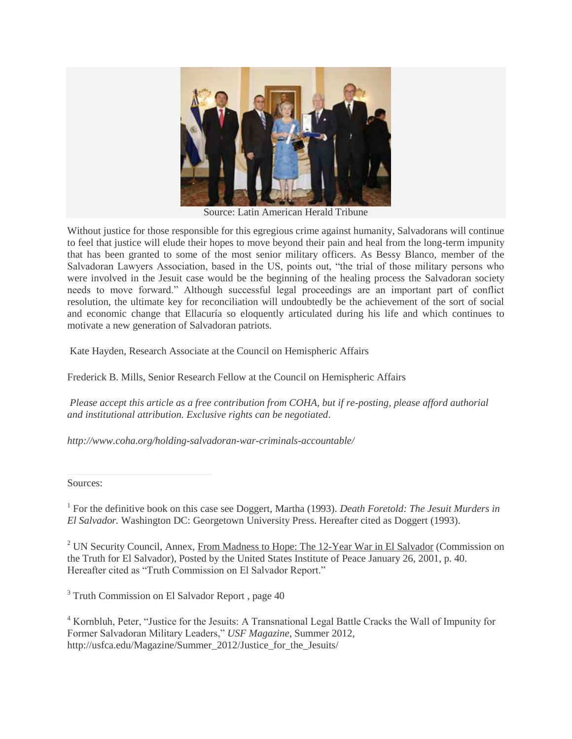Source: Latin American Herald Tribune

Without justice for those responsible for this egregious crime against humanity, Salvadorans will continue to feel that justice will elude their hopes to move beyond their pain and heal from the long-term impunity that has been granted to some of the most senior military officers. As Bessy Blanco, member of the Salvadoran Lawyers Association, based in the US, points out, "the trial of those military persons who were involved in the Jesuit case would be the beginning of the healing process the Salvadoran society needs to move forward." Although successful legal proceedings are an important part of conflict resolution, the ultimate key for reconciliation will undoubtedly be the achievement of the sort of social and economic change that Ellacuría so eloquently articulated during his life and which continues to motivate a new generation of Salvadoran patriots.

Kate Hayden, Research Associate at the Council on Hemispheric Affairs

Frederick B. Mills, Senior Research Fellow at the Council on Hemispheric Affairs

*Please accept this article as a free contribution from COHA, but if re-posting, please afford authorial and institutional attribution. Exclusive rights can be negotiated.*

*http://www.coha.org/holding-salvadoran-war-criminals-accountable/*

Sources:

[1] For the definitive book on this case see Doggert, Martha (1993). *Death Foretold: The Jesuit Murders in El Salvador.* Washington DC: Georgetown University Press. Hereafter cited as Doggert (1993).

[2] UN Security Council, Annex, From Madness to Hope: The 12-Year War in El Salvador (Commission on the Truth for El Salvador), Posted by the United States Institute of Peace January 26, 2001, p. 40. Hereafter cited as "Truth Commission on El Salvador Report."

[3] Truth Commission on El Salvador Report , page 40

[4] Kornbluh, Peter, "Justice for the Jesuits: A Transnational Legal Battle Cracks the Wall of Impunity for Former Salvadoran Military Leaders," *USF Magazine*, Summer 2012, http://usfca.edu/Magazine/Summer_2012/Justice_for_the_Jesuits/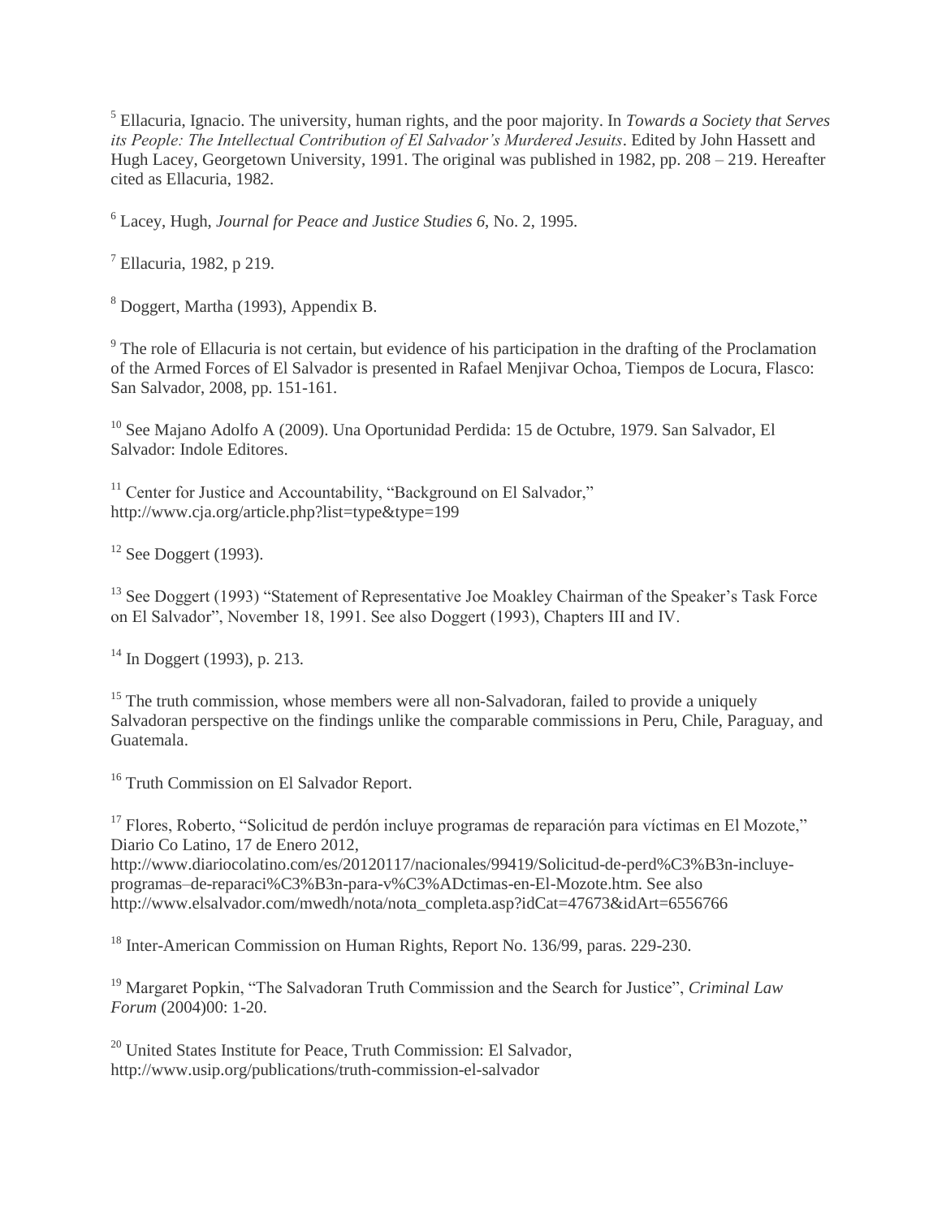[5] Ellacuria, Ignacio. The university, human rights, and the poor majority. In *Towards a Society that Serves its People: The Intellectual Contribution of El Salvador's Murdered Jesuits*. Edited by John Hassett and Hugh Lacey, Georgetown University, 1991. The original was published in 1982, pp. 208 – 219. Hereafter cited as Ellacuria, 1982.

[6] Lacey, Hugh, *Journal for Peace and Justice Studies 6*, No. 2, 1995.

[7] Ellacuria, 1982, p 219.

[8] Doggert, Martha (1993), Appendix B.

[9] The role of Ellacuria is not certain, but evidence of his participation in the drafting of the Proclamation of the Armed Forces of El Salvador is presented in Rafael Menjivar Ochoa, Tiempos de Locura, Flasco: San Salvador, 2008, pp. 151-161.

[10] See Majano Adolfo A (2009). Una Oportunidad Perdida: 15 de Octubre, 1979. San Salvador, El Salvador: Indole Editores.

[11] Center for Justice and Accountability, "Background on El Salvador," http://www.cja.org/article.php?list=type&type=199

[12] See Doggert (1993).

[13] See Doggert (1993) "Statement of Representative Joe Moakley Chairman of the Speaker's Task Force on El Salvador", November 18, 1991. See also Doggert (1993), Chapters III and IV.

[14] In Doggert (1993), p. 213.

[15] The truth commission, whose members were all non-Salvadoran, failed to provide a uniquely Salvadoran perspective on the findings unlike the comparable commissions in Peru, Chile, Paraguay, and Guatemala.

[16] Truth Commission on El Salvador Report.

[17] Flores, Roberto, "Solicitud de perdón incluye programas de reparación para víctimas en El Mozote," Diario Co Latino, 17 de Enero 2012, http://www.diariocolatino.com/es/20120117/nacionales/99419/Solicitud-de-perd%C3%B3n-incluye-programas–de-reparaci%C3%B3n-para-v%C3%ADctimas-en-El-Mozote.htm. See also http://www.elsalvador.com/mwedh/nota/nota_completa.asp?idCat=47673&idArt=6556766

[18] Inter-American Commission on Human Rights, Report No. 136/99, paras. 229-230.

[19] Margaret Popkin, "The Salvadoran Truth Commission and the Search for Justice", *Criminal Law Forum* (2004)00: 1-20.

[20] United States Institute for Peace, Truth Commission: El Salvador, http://www.usip.org/publications/truth-commission-el-salvador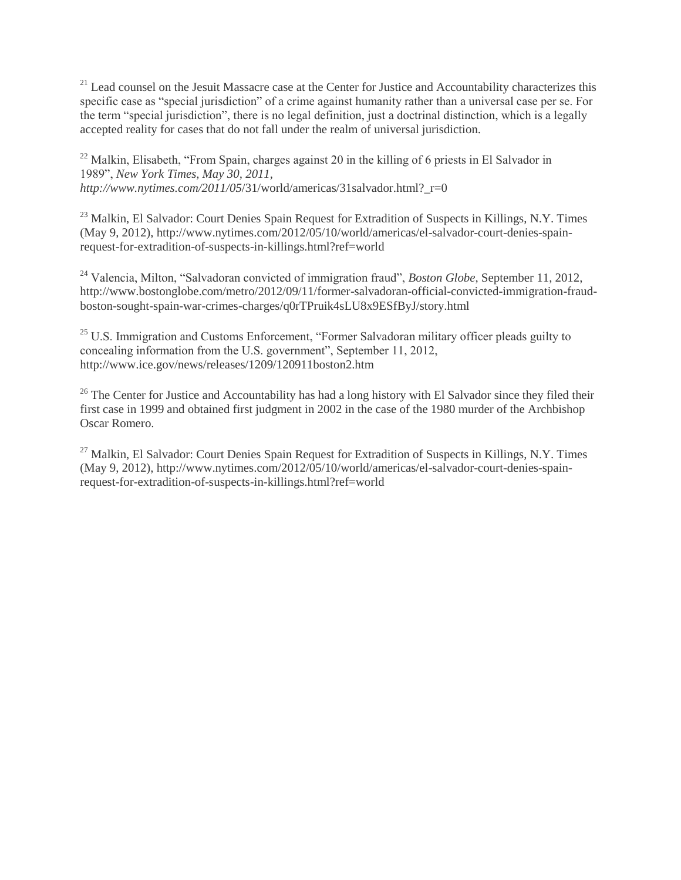[21] Lead counsel on the Jesuit Massacre case at the Center for Justice and Accountability characterizes this specific case as "special jurisdiction" of a crime against humanity rather than a universal case per se. For the term "special jurisdiction", there is no legal definition, just a doctrinal distinction, which is a legally accepted reality for cases that do not fall under the realm of universal jurisdiction.

[22] Malkin, Elisabeth, "From Spain, charges against 20 in the killing of 6 priests in El Salvador in 1989", *New York Times, May 30, 2011, http://www.nytimes.com/2011/05*/31/world/americas/31salvador.html?_r=0

[23] Malkin, El Salvador: Court Denies Spain Request for Extradition of Suspects in Killings, N.Y. Times (May 9, 2012), http://www.nytimes.com/2012/05/10/world/americas/el-salvador-court-denies-spain-request-for-extradition-of-suspects-in-killings.html?ref=world

[24] Valencia, Milton, "Salvadoran convicted of immigration fraud", *Boston Globe*, September 11, 2012, http://www.bostonglobe.com/metro/2012/09/11/former-salvadoran-official-convicted-immigration-fraud-boston-sought-spain-war-crimes-charges/q0rTPruik4sLU8x9ESfByJ/story.html

[25] U.S. Immigration and Customs Enforcement, "Former Salvadoran military officer pleads guilty to concealing information from the U.S. government", September 11, 2012, http://www.ice.gov/news/releases/1209/120911boston2.htm

[26] The Center for Justice and Accountability has had a long history with El Salvador since they filed their first case in 1999 and obtained first judgment in 2002 in the case of the 1980 murder of the Archbishop Oscar Romero.

[27] Malkin, El Salvador: Court Denies Spain Request for Extradition of Suspects in Killings, N.Y. Times (May 9, 2012), http://www.nytimes.com/2012/05/10/world/americas/el-salvador-court-denies-spain-request-for-extradition-of-suspects-in-killings.html?ref=world